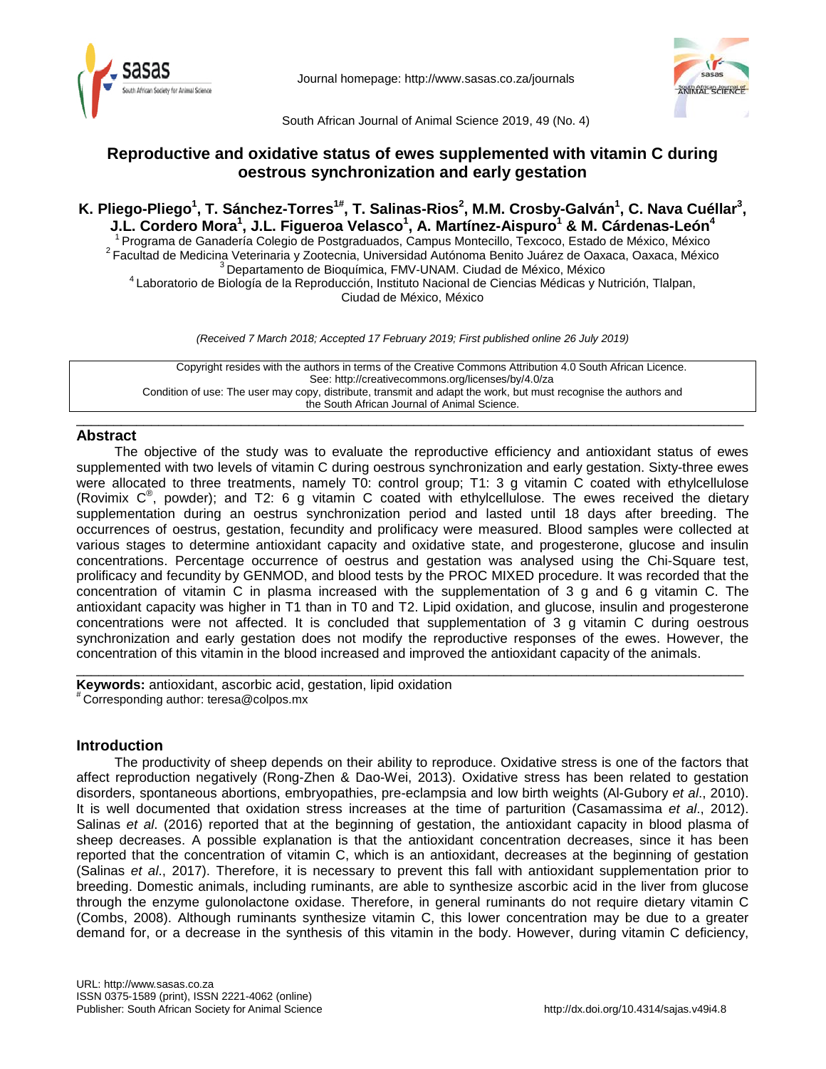Journal homepage: http://www.sasas.co.za/journals

South African Journal of Animal Science 2019, 49 (No. 4)

# Reproductive and oxidative status of ewes supplemented with vitamin C during oestrous synchronization and early gestation

**K. Pliego-Pliego[1], T. Sánchez-Torres[1#], T. Salinas-Rios[2], M.M. Crosby-Galván[1], C. Nava Cuéllar[3], J.L. Cordero Mora[1], J.L. Figueroa Velasco[1], A. Martínez-Aispuro[1] & M. Cárdenas-León[4]**

[1] Programa de Ganadería Colegio de Postgraduados, Campus Montecillo, Texcoco, Estado de México, México
[2] Facultad de Medicina Veterinaria y Zootecnia, Universidad Autónoma Benito Juárez de Oaxaca, Oaxaca, México
[3] Departamento de Bioquímica, FMV-UNAM. Ciudad de México, México
[4] Laboratorio de Biología de la Reproducción, Instituto Nacional de Ciencias Médicas y Nutrición, Tlalpan, Ciudad de México, México

*(Received 7 March 2018; Accepted 17 February 2019; First published online 26 July 2019)*

Copyright resides with the authors in terms of the Creative Commons Attribution 4.0 South African Licence.
See: http://creativecommons.org/licenses/by/4.0/za
Condition of use: The user may copy, distribute, transmit and adapt the work, but must recognise the authors and the South African Journal of Animal Science.

## Abstract

The objective of the study was to evaluate the reproductive efficiency and antioxidant status of ewes supplemented with two levels of vitamin C during oestrous synchronization and early gestation. Sixty-three ewes were allocated to three treatments, namely T0: control group; T1: 3 g vitamin C coated with ethylcellulose (Rovimix C®, powder); and T2: 6 g vitamin C coated with ethylcellulose. The ewes received the dietary supplementation during an oestrus synchronization period and lasted until 18 days after breeding. The occurrences of oestrus, gestation, fecundity and prolificacy were measured. Blood samples were collected at various stages to determine antioxidant capacity and oxidative state, and progesterone, glucose and insulin concentrations. Percentage occurrence of oestrus and gestation was analysed using the Chi-Square test, prolificacy and fecundity by GENMOD, and blood tests by the PROC MIXED procedure. It was recorded that the concentration of vitamin C in plasma increased with the supplementation of 3 g and 6 g vitamin C. The antioxidant capacity was higher in T1 than in T0 and T2. Lipid oxidation, and glucose, insulin and progesterone concentrations were not affected. It is concluded that supplementation of 3 g vitamin C during oestrous synchronization and early gestation does not modify the reproductive responses of the ewes. However, the concentration of this vitamin in the blood increased and improved the antioxidant capacity of the animals.

**Keywords:** antioxidant, ascorbic acid, gestation, lipid oxidation
[#] Corresponding author: teresa@colpos.mx

## Introduction

The productivity of sheep depends on their ability to reproduce. Oxidative stress is one of the factors that affect reproduction negatively (Rong-Zhen & Dao-Wei, 2013). Oxidative stress has been related to gestation disorders, spontaneous abortions, embryopathies, pre-eclampsia and low birth weights (Al-Gubory *et al*., 2010). It is well documented that oxidation stress increases at the time of parturition (Casamassima *et al*., 2012). Salinas *et al*. (2016) reported that at the beginning of gestation, the antioxidant capacity in blood plasma of sheep decreases. A possible explanation is that the antioxidant concentration decreases, since it has been reported that the concentration of vitamin C, which is an antioxidant, decreases at the beginning of gestation (Salinas *et al*., 2017). Therefore, it is necessary to prevent this fall with antioxidant supplementation prior to breeding. Domestic animals, including ruminants, are able to synthesize ascorbic acid in the liver from glucose through the enzyme gulonolactone oxidase. Therefore, in general ruminants do not require dietary vitamin C (Combs, 2008). Although ruminants synthesize vitamin C, this lower concentration may be due to a greater demand for, or a decrease in the synthesis of this vitamin in the body. However, during vitamin C deficiency,

URL: http://www.sasas.co.za
ISSN 0375-1589 (print), ISSN 2221-4062 (online)
Publisher: South African Society for Animal Science

http://dx.doi.org/10.4314/sajas.v49i4.8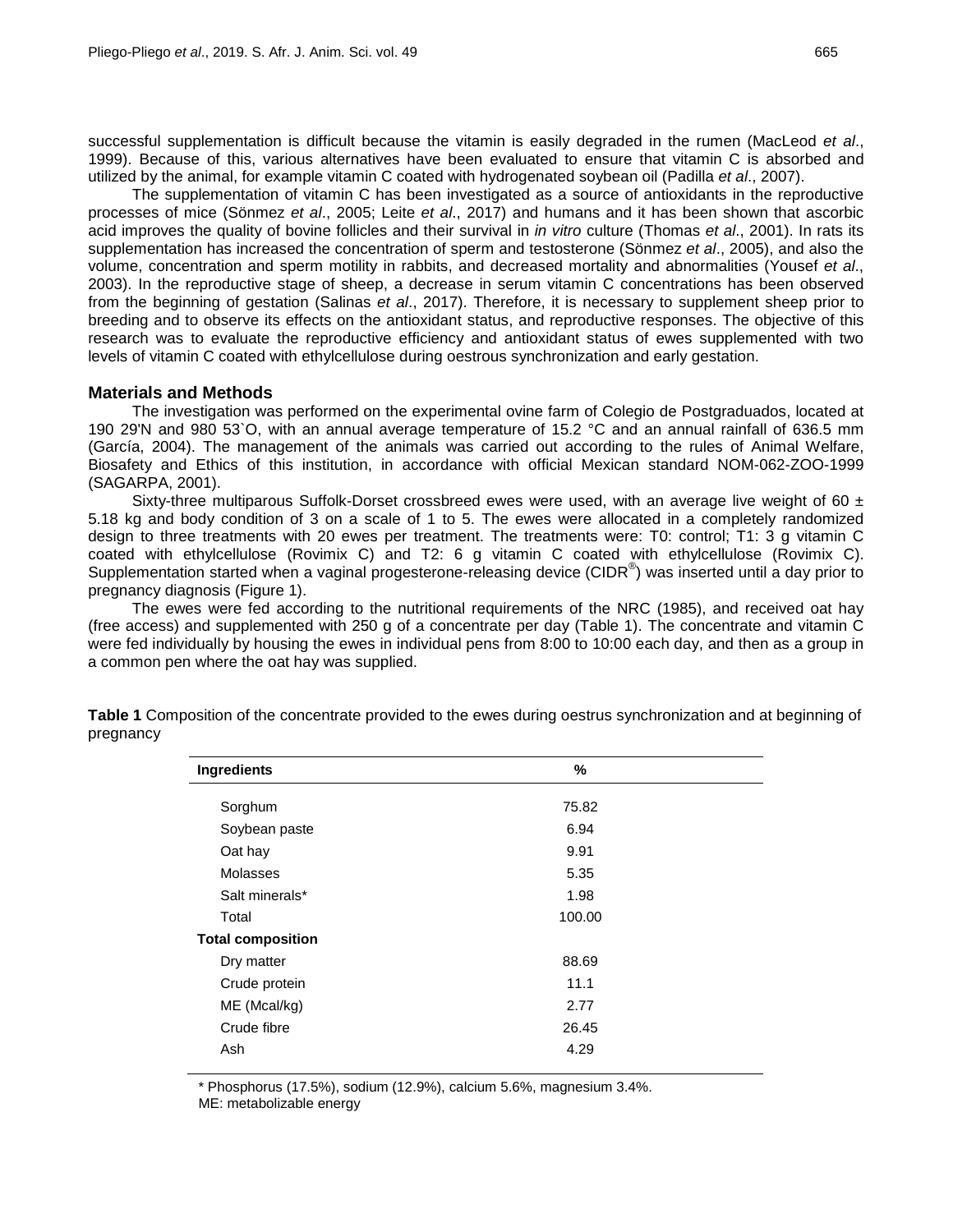successful supplementation is difficult because the vitamin is easily degraded in the rumen (MacLeod *et al*., 1999). Because of this, various alternatives have been evaluated to ensure that vitamin C is absorbed and utilized by the animal, for example vitamin C coated with hydrogenated soybean oil (Padilla *et al*., 2007).

The supplementation of vitamin C has been investigated as a source of antioxidants in the reproductive processes of mice (Sönmez *et al*., 2005; Leite *et al*., 2017) and humans and it has been shown that ascorbic acid improves the quality of bovine follicles and their survival in *in vitro* culture (Thomas *et al*., 2001). In rats its supplementation has increased the concentration of sperm and testosterone (Sönmez *et al*., 2005), and also the volume, concentration and sperm motility in rabbits, and decreased mortality and abnormalities (Yousef *et al*., 2003). In the reproductive stage of sheep, a decrease in serum vitamin C concentrations has been observed from the beginning of gestation (Salinas *et al*., 2017). Therefore, it is necessary to supplement sheep prior to breeding and to observe its effects on the antioxidant status, and reproductive responses. The objective of this research was to evaluate the reproductive efficiency and antioxidant status of ewes supplemented with two levels of vitamin C coated with ethylcellulose during oestrous synchronization and early gestation.

## Materials and Methods

The investigation was performed on the experimental ovine farm of Colegio de Postgraduados, located at 190 29'N and 980 53`O, with an annual average temperature of 15.2 °C and an annual rainfall of 636.5 mm (García, 2004). The management of the animals was carried out according to the rules of Animal Welfare, Biosafety and Ethics of this institution, in accordance with official Mexican standard NOM-062-ZOO-1999 (SAGARPA, 2001).

Sixty-three multiparous Suffolk-Dorset crossbreed ewes were used, with an average live weight of 60 ± 5.18 kg and body condition of 3 on a scale of 1 to 5. The ewes were allocated in a completely randomized design to three treatments with 20 ewes per treatment. The treatments were: T0: control; T1: 3 g vitamin C coated with ethylcellulose (Rovimix C) and T2: 6 g vitamin C coated with ethylcellulose (Rovimix C). Supplementation started when a vaginal progesterone-releasing device (CIDR®) was inserted until a day prior to pregnancy diagnosis (Figure 1).

The ewes were fed according to the nutritional requirements of the NRC (1985), and received oat hay (free access) and supplemented with 250 g of a concentrate per day (Table 1). The concentrate and vitamin C were fed individually by housing the ewes in individual pens from 8:00 to 10:00 each day, and then as a group in a common pen where the oat hay was supplied.

**Table 1** Composition of the concentrate provided to the ewes during oestrus synchronization and at beginning of pregnancy

| Ingredients | % |
|---|---|
| Sorghum | 75.82 |
| Soybean paste | 6.94 |
| Oat hay | 9.91 |
| Molasses | 5.35 |
| Salt minerals* | 1.98 |
| Total | 100.00 |
| **Total composition** | |
| Dry matter | 88.69 |
| Crude protein | 11.1 |
| ME (Mcal/kg) | 2.77 |
| Crude fibre | 26.45 |
| Ash | 4.29 |

* Phosphorus (17.5%), sodium (12.9%), calcium 5.6%, magnesium 3.4%.
ME: metabolizable energy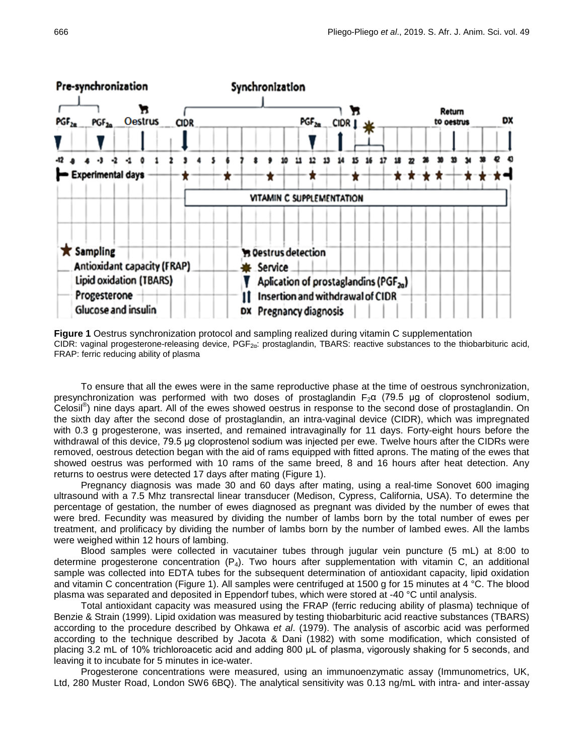**Figure 1** Oestrus synchronization protocol and sampling realized during vitamin C supplementation
CIDR: vaginal progesterone-releasing device, $PGF_{2\alpha}$: prostaglandin, TBARS: reactive substances to the thiobarbituric acid, FRAP: ferric reducing ability of plasma

To ensure that all the ewes were in the same reproductive phase at the time of oestrous synchronization, presynchronization was performed with two doses of prostaglandin $F_2\alpha$ (79.5 µg of cloprostenol sodium, Celosil®) nine days apart. All of the ewes showed oestrus in response to the second dose of prostaglandin. On the sixth day after the second dose of prostaglandin, an intra-vaginal device (CIDR), which was impregnated with 0.3 g progesterone, was inserted, and remained intravaginally for 11 days. Forty-eight hours before the withdrawal of this device, 79.5 µg cloprostenol sodium was injected per ewe. Twelve hours after the CIDRs were removed, oestrous detection began with the aid of rams equipped with fitted aprons. The mating of the ewes that showed oestrus was performed with 10 rams of the same breed, 8 and 16 hours after heat detection. Any returns to oestrus were detected 17 days after mating (Figure 1).

Pregnancy diagnosis was made 30 and 60 days after mating, using a real-time Sonovet 600 imaging ultrasound with a 7.5 Mhz transrectal linear transducer (Medison, Cypress, California, USA). To determine the percentage of gestation, the number of ewes diagnosed as pregnant was divided by the number of ewes that were bred. Fecundity was measured by dividing the number of lambs born by the total number of ewes per treatment, and prolificacy by dividing the number of lambs born by the number of lambed ewes. All the lambs were weighed within 12 hours of lambing.

Blood samples were collected in vacutainer tubes through jugular vein puncture (5 mL) at 8:00 to determine progesterone concentration ($P_4$). Two hours after supplementation with vitamin C, an additional sample was collected into EDTA tubes for the subsequent determination of antioxidant capacity, lipid oxidation and vitamin C concentration (Figure 1). All samples were centrifuged at 1500 g for 15 minutes at 4 °C. The blood plasma was separated and deposited in Eppendorf tubes, which were stored at -40 °C until analysis.

Total antioxidant capacity was measured using the FRAP (ferric reducing ability of plasma) technique of Benzie & Strain (1999). Lipid oxidation was measured by testing thiobarbituric acid reactive substances (TBARS) according to the procedure described by Ohkawa *et al*. (1979). The analysis of ascorbic acid was performed according to the technique described by Jacota & Dani (1982) with some modification, which consisted of placing 3.2 mL of 10% trichloroacetic acid and adding 800 µL of plasma, vigorously shaking for 5 seconds, and leaving it to incubate for 5 minutes in ice-water.

Progesterone concentrations were measured, using an immunoenzymatic assay (Immunometrics, UK, Ltd, 280 Muster Road, London SW6 6BQ). The analytical sensitivity was 0.13 ng/mL with intra- and inter-assay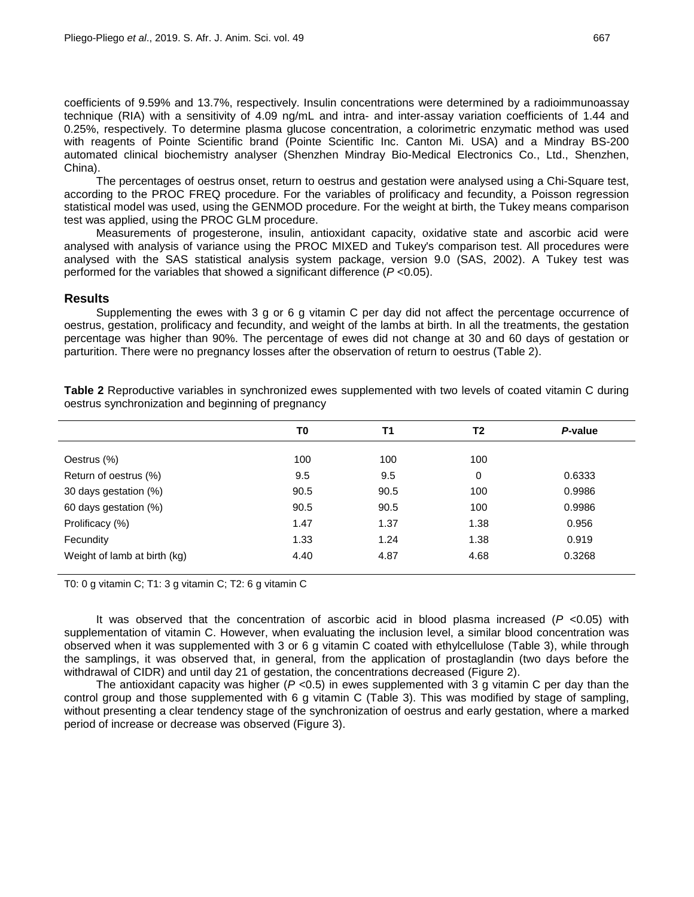coefficients of 9.59% and 13.7%, respectively. Insulin concentrations were determined by a radioimmunoassay technique (RIA) with a sensitivity of 4.09 ng/mL and intra- and inter-assay variation coefficients of 1.44 and 0.25%, respectively. To determine plasma glucose concentration, a colorimetric enzymatic method was used with reagents of Pointe Scientific brand (Pointe Scientific Inc. Canton Mi. USA) and a Mindray BS-200 automated clinical biochemistry analyser (Shenzhen Mindray Bio-Medical Electronics Co., Ltd., Shenzhen, China).

The percentages of oestrus onset, return to oestrus and gestation were analysed using a Chi-Square test, according to the PROC FREQ procedure. For the variables of prolificacy and fecundity, a Poisson regression statistical model was used, using the GENMOD procedure. For the weight at birth, the Tukey means comparison test was applied, using the PROC GLM procedure.

Measurements of progesterone, insulin, antioxidant capacity, oxidative state and ascorbic acid were analysed with analysis of variance using the PROC MIXED and Tukey's comparison test. All procedures were analysed with the SAS statistical analysis system package, version 9.0 (SAS, 2002). A Tukey test was performed for the variables that showed a significant difference ($P < 0.05$).

## Results

Supplementing the ewes with 3 g or 6 g vitamin C per day did not affect the percentage occurrence of oestrus, gestation, prolificacy and fecundity, and weight of the lambs at birth. In all the treatments, the gestation percentage was higher than 90%. The percentage of ewes did not change at 30 and 60 days of gestation or parturition. There were no pregnancy losses after the observation of return to oestrus (Table 2).

**Table 2** Reproductive variables in synchronized ewes supplemented with two levels of coated vitamin C during oestrus synchronization and beginning of pregnancy

| | T0 | T1 | T2 | *P*-value |
|---|---|---|---|---|
| Oestrus (%) | 100 | 100 | 100 | |
| Return of oestrus (%) | 9.5 | 9.5 | 0 | 0.6333 |
| 30 days gestation (%) | 90.5 | 90.5 | 100 | 0.9986 |
| 60 days gestation (%) | 90.5 | 90.5 | 100 | 0.9986 |
| Prolificacy (%) | 1.47 | 1.37 | 1.38 | 0.956 |
| Fecundity | 1.33 | 1.24 | 1.38 | 0.919 |
| Weight of lamb at birth (kg) | 4.40 | 4.87 | 4.68 | 0.3268 |

T0: 0 g vitamin C; T1: 3 g vitamin C; T2: 6 g vitamin C

It was observed that the concentration of ascorbic acid in blood plasma increased ($P < 0.05$) with supplementation of vitamin C. However, when evaluating the inclusion level, a similar blood concentration was observed when it was supplemented with 3 or 6 g vitamin C coated with ethylcellulose (Table 3), while through the samplings, it was observed that, in general, from the application of prostaglandin (two days before the withdrawal of CIDR) and until day 21 of gestation, the concentrations decreased (Figure 2).

The antioxidant capacity was higher ($P < 0.5$) in ewes supplemented with 3 g vitamin C per day than the control group and those supplemented with 6 g vitamin C (Table 3). This was modified by stage of sampling, without presenting a clear tendency stage of the synchronization of oestrus and early gestation, where a marked period of increase or decrease was observed (Figure 3).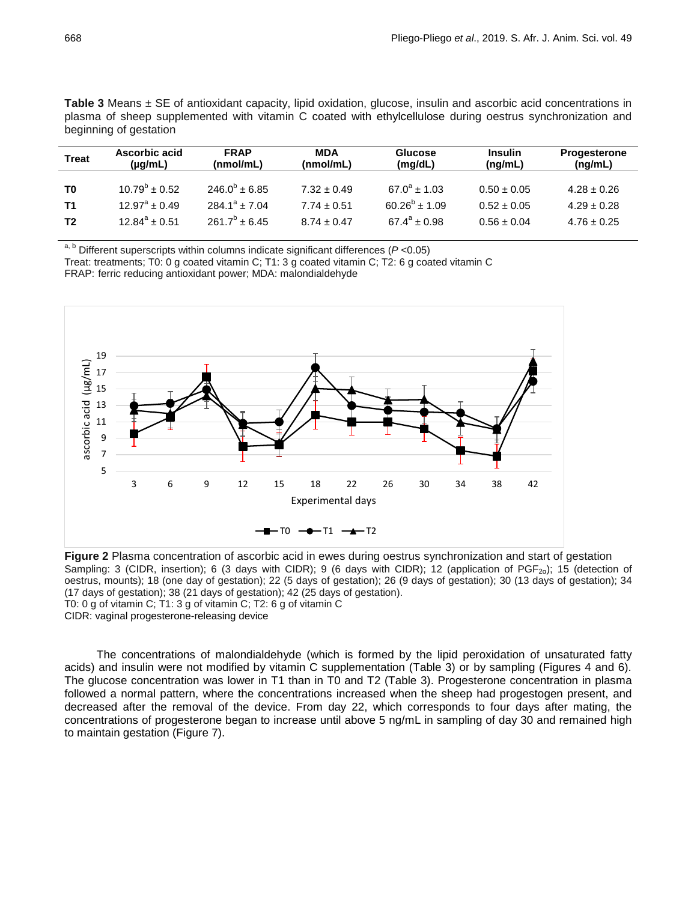**Table 3** Means ± SE of antioxidant capacity, lipid oxidation, glucose, insulin and ascorbic acid concentrations in plasma of sheep supplemented with vitamin C coated with ethylcellulose during oestrus synchronization and beginning of gestation

| Treat | Ascorbic acid (μg/mL) | FRAP (nmol/mL) | MDA (nmol/mL) | Glucose (mg/dL) | Insulin (ng/mL) | Progesterone (ng/mL) |
|---|---|---|---|---|---|---|
| T0 | $10.79^{b} \pm 0.52$ | $246.0^{b} \pm 6.85$ | 7.32 ± 0.49 | $67.0^{a} \pm 1.03$ | 0.50 ± 0.05 | 4.28 ± 0.26 |
| T1 | $12.97^{a} \pm 0.49$ | $284.1^{a} \pm 7.04$ | 7.74 ± 0.51 | $60.26^{b} \pm 1.09$ | 0.52 ± 0.05 | 4.29 ± 0.28 |
| T2 | $12.84^{a} \pm 0.51$ | $261.7^{b} \pm 6.45$ | 8.74 ± 0.47 | $67.4^{a} \pm 0.98$ | 0.56 ± 0.04 | 4.76 ± 0.25 |

[a, b] Different superscripts within columns indicate significant differences ($P$ <0.05)
Treat: treatments; T0: 0 g coated vitamin C; T1: 3 g coated vitamin C; T2: 6 g coated vitamin C
FRAP: ferric reducing antioxidant power; MDA: malondialdehyde

**Figure 2** Plasma concentration of ascorbic acid in ewes during oestrus synchronization and start of gestation
Sampling: 3 (CIDR, insertion); 6 (3 days with CIDR); 9 (6 days with CIDR); 12 (application of $PGF_{2\alpha}$); 15 (detection of oestrus, mounts); 18 (one day of gestation); 22 (5 days of gestation); 26 (9 days of gestation); 30 (13 days of gestation); 34 (17 days of gestation); 38 (21 days of gestation); 42 (25 days of gestation).
T0: 0 g of vitamin C; T1: 3 g of vitamin C; T2: 6 g of vitamin C
CIDR: vaginal progesterone-releasing device

The concentrations of malondialdehyde (which is formed by the lipid peroxidation of unsaturated fatty acids) and insulin were not modified by vitamin C supplementation (Table 3) or by sampling (Figures 4 and 6). The glucose concentration was lower in T1 than in T0 and T2 (Table 3). Progesterone concentration in plasma followed a normal pattern, where the concentrations increased when the sheep had progestogen present, and decreased after the removal of the device. From day 22, which corresponds to four days after mating, the concentrations of progesterone began to increase until above 5 ng/mL in sampling of day 30 and remained high to maintain gestation (Figure 7).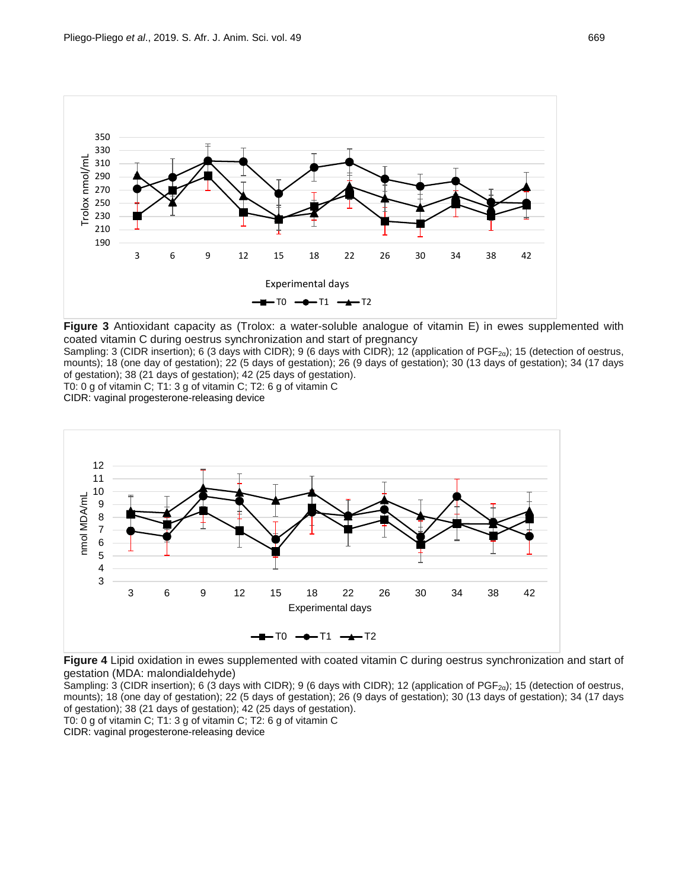**Figure 3** Antioxidant capacity as (Trolox: a water-soluble analogue of vitamin E) in ewes supplemented with coated vitamin C during oestrus synchronization and start of pregnancy

Sampling: 3 (CIDR insertion); 6 (3 days with CIDR); 9 (6 days with CIDR); 12 (application of $PGF_{2\alpha}$); 15 (detection of oestrus, mounts); 18 (one day of gestation); 22 (5 days of gestation); 26 (9 days of gestation); 30 (13 days of gestation); 34 (17 days of gestation); 38 (21 days of gestation); 42 (25 days of gestation).

T0: 0 g of vitamin C; T1: 3 g of vitamin C; T2: 6 g of vitamin C

CIDR: vaginal progesterone-releasing device

**Figure 4** Lipid oxidation in ewes supplemented with coated vitamin C during oestrus synchronization and start of gestation (MDA: malondialdehyde)

Sampling: 3 (CIDR insertion); 6 (3 days with CIDR); 9 (6 days with CIDR); 12 (application of $PGF_{2\alpha}$); 15 (detection of oestrus, mounts); 18 (one day of gestation); 22 (5 days of gestation); 26 (9 days of gestation); 30 (13 days of gestation); 34 (17 days of gestation); 38 (21 days of gestation); 42 (25 days of gestation).

T0: 0 g of vitamin C; T1: 3 g of vitamin C; T2: 6 g of vitamin C

CIDR: vaginal progesterone-releasing device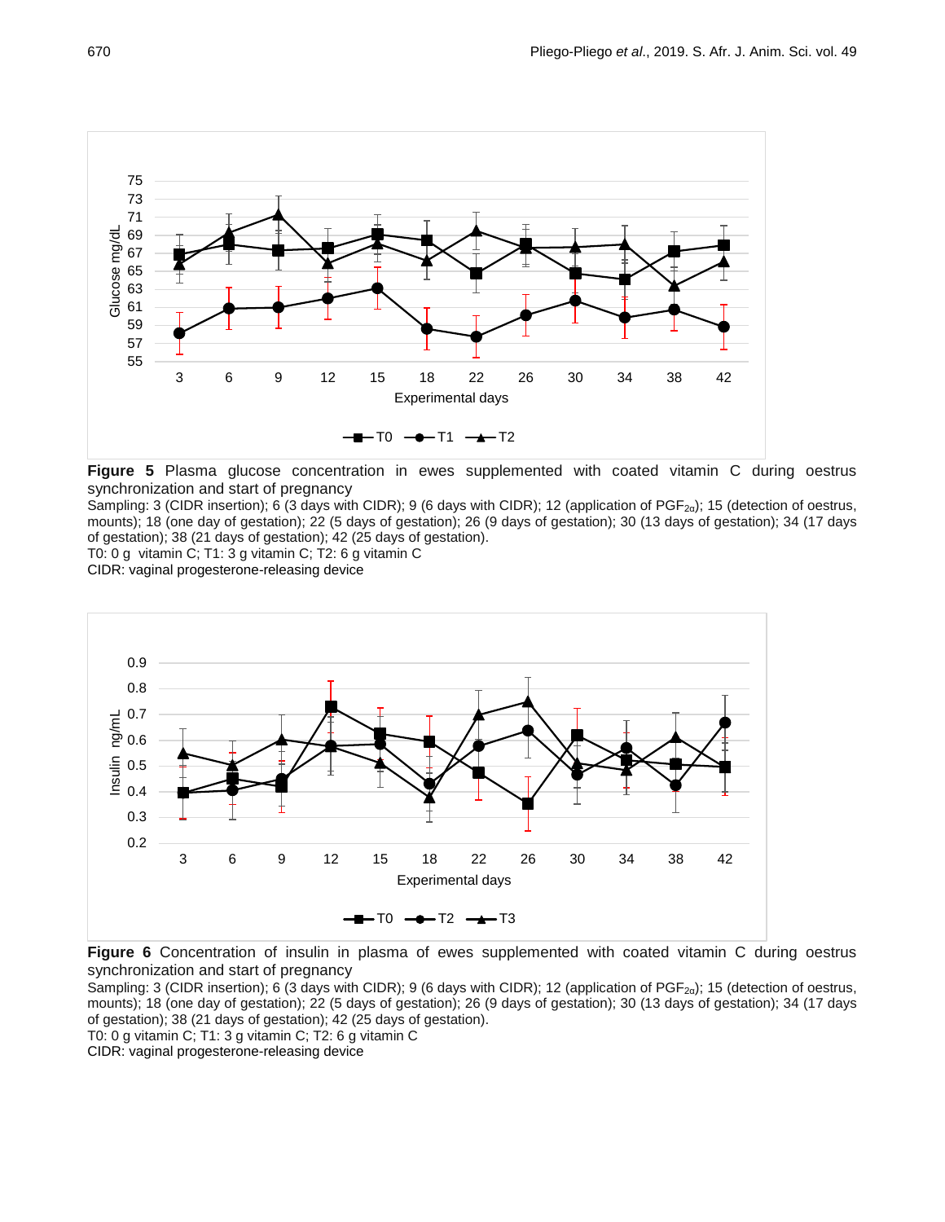**Figure 5** Plasma glucose concentration in ewes supplemented with coated vitamin C during oestrus synchronization and start of pregnancy

Sampling: 3 (CIDR insertion); 6 (3 days with CIDR); 9 (6 days with CIDR); 12 (application of $PGF_{2α}$); 15 (detection of oestrus, mounts); 18 (one day of gestation); 22 (5 days of gestation); 26 (9 days of gestation); 30 (13 days of gestation); 34 (17 days of gestation); 38 (21 days of gestation); 42 (25 days of gestation).

T0: 0 g vitamin C; T1: 3 g vitamin C; T2: 6 g vitamin C

CIDR: vaginal progesterone-releasing device

**Figure 6** Concentration of insulin in plasma of ewes supplemented with coated vitamin C during oestrus synchronization and start of pregnancy

Sampling: 3 (CIDR insertion); 6 (3 days with CIDR); 9 (6 days with CIDR); 12 (application of $PGF_{2α}$); 15 (detection of oestrus, mounts); 18 (one day of gestation); 22 (5 days of gestation); 26 (9 days of gestation); 30 (13 days of gestation); 34 (17 days of gestation); 38 (21 days of gestation); 42 (25 days of gestation).

T0: 0 g vitamin C; T1: 3 g vitamin C; T2: 6 g vitamin C

CIDR: vaginal progesterone-releasing device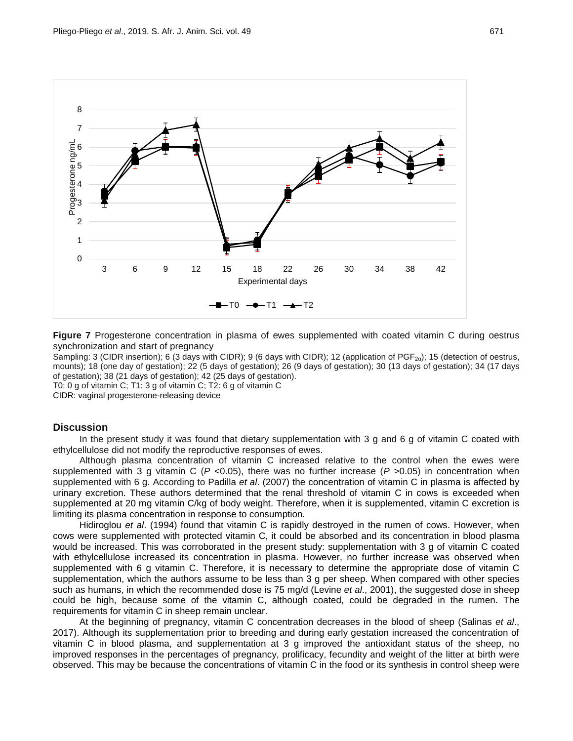**Figure 7** Progesterone concentration in plasma of ewes supplemented with coated vitamin C during oestrus synchronization and start of pregnancy

Sampling: 3 (CIDR insertion); 6 (3 days with CIDR); 9 (6 days with CIDR); 12 (application of $PGF_{2α}$); 15 (detection of oestrus, mounts); 18 (one day of gestation); 22 (5 days of gestation); 26 (9 days of gestation); 30 (13 days of gestation); 34 (17 days of gestation); 38 (21 days of gestation); 42 (25 days of gestation).

T0: 0 g of vitamin C; T1: 3 g of vitamin C; T2: 6 g of vitamin C

CIDR: vaginal progesterone-releasing device

## Discussion

In the present study it was found that dietary supplementation with 3 g and 6 g of vitamin C coated with ethylcellulose did not modify the reproductive responses of ewes.

Although plasma concentration of vitamin C increased relative to the control when the ewes were supplemented with 3 g vitamin C ($P$ <0.05), there was no further increase ($P$ >0.05) in concentration when supplemented with 6 g. According to Padilla *et al.* (2007) the concentration of vitamin C in plasma is affected by urinary excretion. These authors determined that the renal threshold of vitamin C in cows is exceeded when supplemented at 20 mg vitamin C/kg of body weight. Therefore, when it is supplemented, vitamin C excretion is limiting its plasma concentration in response to consumption.

Hidiroglou *et al*. (1994) found that vitamin C is rapidly destroyed in the rumen of cows. However, when cows were supplemented with protected vitamin C, it could be absorbed and its concentration in blood plasma would be increased. This was corroborated in the present study: supplementation with 3 g of vitamin C coated with ethylcellulose increased its concentration in plasma. However, no further increase was observed when supplemented with 6 g vitamin C. Therefore, it is necessary to determine the appropriate dose of vitamin C supplementation, which the authors assume to be less than 3 g per sheep. When compared with other species such as humans, in which the recommended dose is 75 mg/d (Levine *et al*., 2001), the suggested dose in sheep could be high, because some of the vitamin C, although coated, could be degraded in the rumen. The requirements for vitamin C in sheep remain unclear.

At the beginning of pregnancy, vitamin C concentration decreases in the blood of sheep (Salinas *et al*., 2017). Although its supplementation prior to breeding and during early gestation increased the concentration of vitamin C in blood plasma, and supplementation at 3 g improved the antioxidant status of the sheep, no improved responses in the percentages of pregnancy, prolificacy, fecundity and weight of the litter at birth were observed. This may be because the concentrations of vitamin C in the food or its synthesis in control sheep were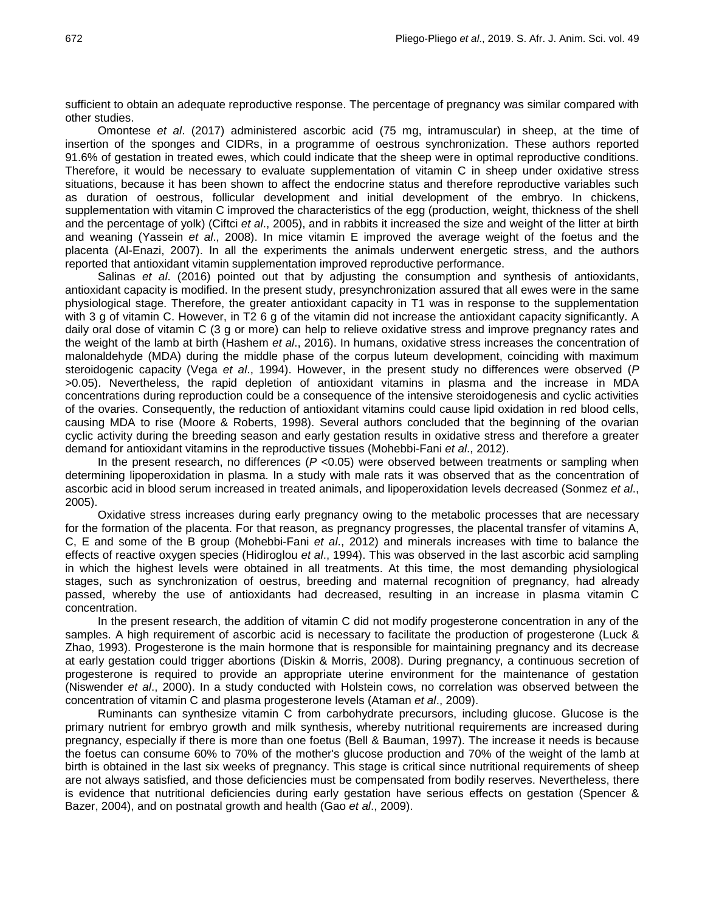sufficient to obtain an adequate reproductive response. The percentage of pregnancy was similar compared with other studies.

Omontese *et al*. (2017) administered ascorbic acid (75 mg, intramuscular) in sheep, at the time of insertion of the sponges and CIDRs, in a programme of oestrous synchronization. These authors reported 91.6% of gestation in treated ewes, which could indicate that the sheep were in optimal reproductive conditions. Therefore, it would be necessary to evaluate supplementation of vitamin C in sheep under oxidative stress situations, because it has been shown to affect the endocrine status and therefore reproductive variables such as duration of oestrous, follicular development and initial development of the embryo. In chickens, supplementation with vitamin C improved the characteristics of the egg (production, weight, thickness of the shell and the percentage of yolk) (Ciftci *et al*., 2005), and in rabbits it increased the size and weight of the litter at birth and weaning (Yassein *et al*., 2008). In mice vitamin E improved the average weight of the foetus and the placenta (Al-Enazi, 2007). In all the experiments the animals underwent energetic stress, and the authors reported that antioxidant vitamin supplementation improved reproductive performance.

Salinas *et al*. (2016) pointed out that by adjusting the consumption and synthesis of antioxidants, antioxidant capacity is modified. In the present study, presynchronization assured that all ewes were in the same physiological stage. Therefore, the greater antioxidant capacity in T1 was in response to the supplementation with 3 g of vitamin C. However, in T2 6 g of the vitamin did not increase the antioxidant capacity significantly. A daily oral dose of vitamin C (3 g or more) can help to relieve oxidative stress and improve pregnancy rates and the weight of the lamb at birth (Hashem *et al*., 2016). In humans, oxidative stress increases the concentration of malonaldehyde (MDA) during the middle phase of the corpus luteum development, coinciding with maximum steroidogenic capacity (Vega *et al*., 1994). However, in the present study no differences were observed ($P$ >0.05). Nevertheless, the rapid depletion of antioxidant vitamins in plasma and the increase in MDA concentrations during reproduction could be a consequence of the intensive steroidogenesis and cyclic activities of the ovaries. Consequently, the reduction of antioxidant vitamins could cause lipid oxidation in red blood cells, causing MDA to rise (Moore & Roberts, 1998). Several authors concluded that the beginning of the ovarian cyclic activity during the breeding season and early gestation results in oxidative stress and therefore a greater demand for antioxidant vitamins in the reproductive tissues (Mohebbi-Fani *et al*., 2012).

In the present research, no differences ($P$ <0.05) were observed between treatments or sampling when determining lipoperoxidation in plasma. In a study with male rats it was observed that as the concentration of ascorbic acid in blood serum increased in treated animals, and lipoperoxidation levels decreased (Sonmez *et al*., 2005).

Oxidative stress increases during early pregnancy owing to the metabolic processes that are necessary for the formation of the placenta. For that reason, as pregnancy progresses, the placental transfer of vitamins A, C, E and some of the B group (Mohebbi-Fani *et al*., 2012) and minerals increases with time to balance the effects of reactive oxygen species (Hidiroglou *et al*., 1994). This was observed in the last ascorbic acid sampling in which the highest levels were obtained in all treatments. At this time, the most demanding physiological stages, such as synchronization of oestrus, breeding and maternal recognition of pregnancy, had already passed, whereby the use of antioxidants had decreased, resulting in an increase in plasma vitamin C concentration.

In the present research, the addition of vitamin C did not modify progesterone concentration in any of the samples. A high requirement of ascorbic acid is necessary to facilitate the production of progesterone (Luck & Zhao, 1993). Progesterone is the main hormone that is responsible for maintaining pregnancy and its decrease at early gestation could trigger abortions (Diskin & Morris, 2008). During pregnancy, a continuous secretion of progesterone is required to provide an appropriate uterine environment for the maintenance of gestation (Niswender *et al*., 2000). In a study conducted with Holstein cows, no correlation was observed between the concentration of vitamin C and plasma progesterone levels (Ataman *et al*., 2009).

Ruminants can synthesize vitamin C from carbohydrate precursors, including glucose. Glucose is the primary nutrient for embryo growth and milk synthesis, whereby nutritional requirements are increased during pregnancy, especially if there is more than one foetus (Bell & Bauman, 1997). The increase it needs is because the foetus can consume 60% to 70% of the mother's glucose production and 70% of the weight of the lamb at birth is obtained in the last six weeks of pregnancy. This stage is critical since nutritional requirements of sheep are not always satisfied, and those deficiencies must be compensated from bodily reserves. Nevertheless, there is evidence that nutritional deficiencies during early gestation have serious effects on gestation (Spencer & Bazer, 2004), and on postnatal growth and health (Gao *et al*., 2009).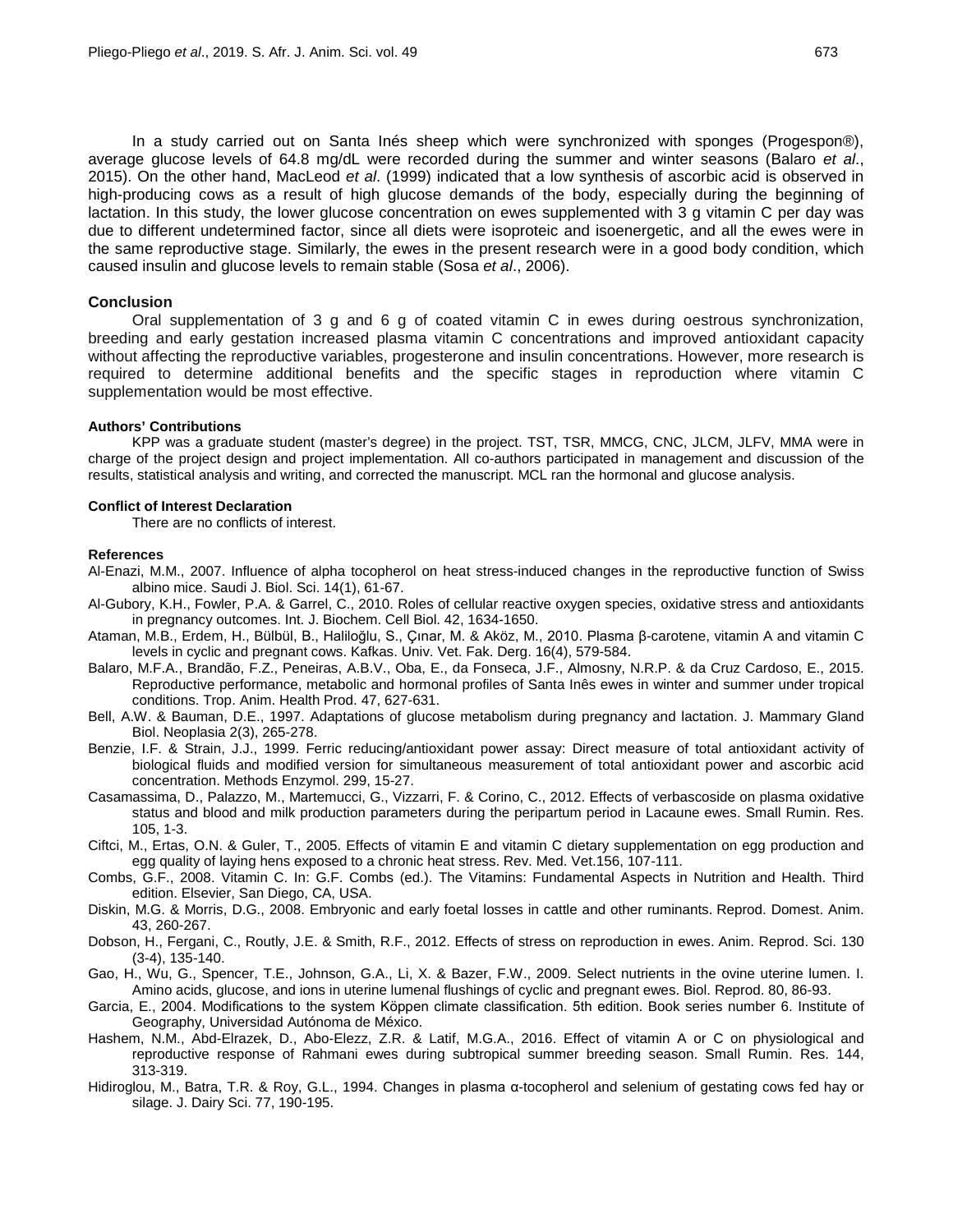In a study carried out on Santa Inés sheep which were synchronized with sponges (Progespon®), average glucose levels of 64.8 mg/dL were recorded during the summer and winter seasons (Balaro *et al*., 2015). On the other hand, MacLeod *et al*. (1999) indicated that a low synthesis of ascorbic acid is observed in high-producing cows as a result of high glucose demands of the body, especially during the beginning of lactation. In this study, the lower glucose concentration on ewes supplemented with 3 g vitamin C per day was due to different undetermined factor, since all diets were isoproteic and isoenergetic, and all the ewes were in the same reproductive stage. Similarly, the ewes in the present research were in a good body condition, which caused insulin and glucose levels to remain stable (Sosa *et al*., 2006).

## Conclusion

Oral supplementation of 3 g and 6 g of coated vitamin C in ewes during oestrous synchronization, breeding and early gestation increased plasma vitamin C concentrations and improved antioxidant capacity without affecting the reproductive variables, progesterone and insulin concentrations. However, more research is required to determine additional benefits and the specific stages in reproduction where vitamin C supplementation would be most effective.

### Authors' Contributions

KPP was a graduate student (master's degree) in the project. TST, TSR, MMCG, CNC, JLCM, JLFV, MMA were in charge of the project design and project implementation. All co-authors participated in management and discussion of the results, statistical analysis and writing, and corrected the manuscript. MCL ran the hormonal and glucose analysis.

### Conflict of Interest Declaration

There are no conflicts of interest.

### References

Al-Enazi, M.M., 2007. Influence of alpha tocopherol on heat stress-induced changes in the reproductive function of Swiss albino mice. Saudi J. Biol. Sci. 14(1), 61-67.

Al-Gubory, K.H., Fowler, P.A. & Garrel, C., 2010. Roles of cellular reactive oxygen species, oxidative stress and antioxidants in pregnancy outcomes. Int. J. Biochem. Cell Biol. 42, 1634-1650.

Ataman, M.B., Erdem, H., Bülbül, B., Haliloğlu, S., Çınar, M. & Aköz, M., 2010. Plasma β-carotene, vitamin A and vitamin C levels in cyclic and pregnant cows. Kafkas. Univ. Vet. Fak. Derg. 16(4), 579-584.

Balaro, M.F.A., Brandão, F.Z., Peneiras, A.B.V., Oba, E., da Fonseca, J.F., Almosny, N.R.P. & da Cruz Cardoso, E., 2015. Reproductive performance, metabolic and hormonal profiles of Santa Inês ewes in winter and summer under tropical conditions. Trop. Anim. Health Prod. 47, 627-631.

Bell, A.W. & Bauman, D.E., 1997. Adaptations of glucose metabolism during pregnancy and lactation. J. Mammary Gland Biol. Neoplasia 2(3), 265-278.

Benzie, I.F. & Strain, J.J., 1999. Ferric reducing/antioxidant power assay: Direct measure of total antioxidant activity of biological fluids and modified version for simultaneous measurement of total antioxidant power and ascorbic acid concentration. Methods Enzymol. 299, 15-27.

Casamassima, D., Palazzo, M., Martemucci, G., Vizzarri, F. & Corino, C., 2012. Effects of verbascoside on plasma oxidative status and blood and milk production parameters during the peripartum period in Lacaune ewes. Small Rumin. Res. 105, 1-3.

Ciftci, M., Ertas, O.N. & Guler, T., 2005. Effects of vitamin E and vitamin C dietary supplementation on egg production and egg quality of laying hens exposed to a chronic heat stress. Rev. Med. Vet.156, 107-111.

Combs, G.F., 2008. Vitamin C. In: G.F. Combs (ed.). The Vitamins: Fundamental Aspects in Nutrition and Health. Third edition. Elsevier, San Diego, CA, USA.

Diskin, M.G. & Morris, D.G., 2008. Embryonic and early foetal losses in cattle and other ruminants. Reprod. Domest. Anim. 43, 260-267.

Dobson, H., Fergani, C., Routly, J.E. & Smith, R.F., 2012. Effects of stress on reproduction in ewes. Anim. Reprod. Sci. 130 (3-4), 135-140.

Gao, H., Wu, G., Spencer, T.E., Johnson, G.A., Li, X. & Bazer, F.W., 2009. Select nutrients in the ovine uterine lumen. I. Amino acids, glucose, and ions in uterine lumenal flushings of cyclic and pregnant ewes. Biol. Reprod. 80, 86-93.

Garcia, E., 2004. Modifications to the system Köppen climate classification. 5th edition. Book series number 6. Institute of Geography, Universidad Autónoma de México.

Hashem, N.M., Abd-Elrazek, D., Abo-Elezz, Z.R. & Latif, M.G.A., 2016. Effect of vitamin A or C on physiological and reproductive response of Rahmani ewes during subtropical summer breeding season. Small Rumin. Res. 144, 313-319.

Hidiroglou, M., Batra, T.R. & Roy, G.L., 1994. Changes in plasma α-tocopherol and selenium of gestating cows fed hay or silage. J. Dairy Sci. 77, 190-195.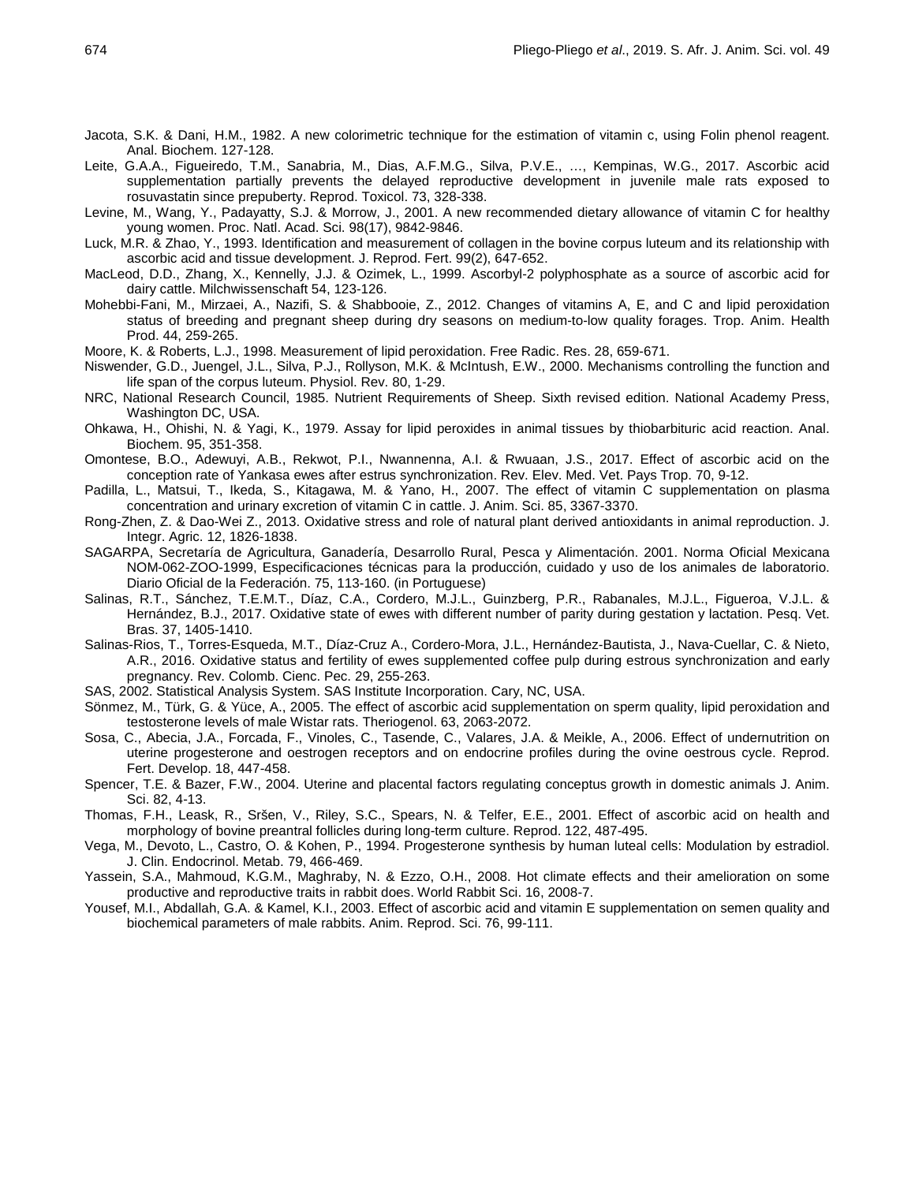Jacota, S.K. & Dani, H.M., 1982. A new colorimetric technique for the estimation of vitamin c, using Folin phenol reagent. Anal. Biochem. 127-128.

Leite, G.A.A., Figueiredo, T.M., Sanabria, M., Dias, A.F.M.G., Silva, P.V.E., …, Kempinas, W.G., 2017. Ascorbic acid supplementation partially prevents the delayed reproductive development in juvenile male rats exposed to rosuvastatin since prepuberty. Reprod. Toxicol. 73, 328-338.

Levine, M., Wang, Y., Padayatty, S.J. & Morrow, J., 2001. A new recommended dietary allowance of vitamin C for healthy young women. Proc. Natl. Acad. Sci. 98(17), 9842-9846.

Luck, M.R. & Zhao, Y., 1993. Identification and measurement of collagen in the bovine corpus luteum and its relationship with ascorbic acid and tissue development. J. Reprod. Fert. 99(2), 647-652.

MacLeod, D.D., Zhang, X., Kennelly, J.J. & Ozimek, L., 1999. Ascorbyl-2 polyphosphate as a source of ascorbic acid for dairy cattle. Milchwissenschaft 54, 123-126.

Mohebbi-Fani, M., Mirzaei, A., Nazifi, S. & Shabbooie, Z., 2012. Changes of vitamins A, E, and C and lipid peroxidation status of breeding and pregnant sheep during dry seasons on medium-to-low quality forages. Trop. Anim. Health Prod. 44, 259-265.

Moore, K. & Roberts, L.J., 1998. Measurement of lipid peroxidation. Free Radic. Res. 28, 659-671.

Niswender, G.D., Juengel, J.L., Silva, P.J., Rollyson, M.K. & McIntush, E.W., 2000. Mechanisms controlling the function and life span of the corpus luteum. Physiol. Rev. 80, 1-29.

NRC, National Research Council, 1985. Nutrient Requirements of Sheep. Sixth revised edition. National Academy Press, Washington DC, USA.

Ohkawa, H., Ohishi, N. & Yagi, K., 1979. Assay for lipid peroxides in animal tissues by thiobarbituric acid reaction. Anal. Biochem. 95, 351-358.

Omontese, B.O., Adewuyi, A.B., Rekwot, P.I., Nwannenna, A.I. & Rwuaan, J.S., 2017. Effect of ascorbic acid on the conception rate of Yankasa ewes after estrus synchronization. Rev. Elev. Med. Vet. Pays Trop. 70, 9-12.

Padilla, L., Matsui, T., Ikeda, S., Kitagawa, M. & Yano, H., 2007. The effect of vitamin C supplementation on plasma concentration and urinary excretion of vitamin C in cattle. J. Anim. Sci. 85, 3367-3370.

Rong-Zhen, Z. & Dao-Wei Z., 2013. Oxidative stress and role of natural plant derived antioxidants in animal reproduction. J. Integr. Agric. 12, 1826-1838.

SAGARPA, Secretaría de Agricultura, Ganadería, Desarrollo Rural, Pesca y Alimentación. 2001. Norma Oficial Mexicana NOM-062-ZOO-1999, Especificaciones técnicas para la producción, cuidado y uso de los animales de laboratorio. Diario Oficial de la Federación. 75, 113-160. (in Portuguese)

Salinas, R.T., Sánchez, T.E.M.T., Díaz, C.A., Cordero, M.J.L., Guinzberg, P.R., Rabanales, M.J.L., Figueroa, V.J.L. & Hernández, B.J., 2017. Oxidative state of ewes with different number of parity during gestation y lactation. Pesq. Vet. Bras. 37, 1405-1410.

Salinas-Rios, T., Torres-Esqueda, M.T., Díaz-Cruz A., Cordero-Mora, J.L., Hernández-Bautista, J., Nava-Cuellar, C. & Nieto, A.R., 2016. Oxidative status and fertility of ewes supplemented coffee pulp during estrous synchronization and early pregnancy. Rev. Colomb. Cienc. Pec. 29, 255-263.

SAS, 2002. Statistical Analysis System. SAS Institute Incorporation. Cary, NC, USA.

Sönmez, M., Türk, G. & Yüce, A., 2005. The effect of ascorbic acid supplementation on sperm quality, lipid peroxidation and testosterone levels of male Wistar rats. Theriogenol. 63, 2063-2072.

Sosa, C., Abecia, J.A., Forcada, F., Vinoles, C., Tasende, C., Valares, J.A. & Meikle, A., 2006. Effect of undernutrition on uterine progesterone and oestrogen receptors and on endocrine profiles during the ovine oestrous cycle. Reprod. Fert. Develop. 18, 447-458.

Spencer, T.E. & Bazer, F.W., 2004. Uterine and placental factors regulating conceptus growth in domestic animals J. Anim. Sci. 82, 4-13.

Thomas, F.H., Leask, R., Sršen, V., Riley, S.C., Spears, N. & Telfer, E.E., 2001. Effect of ascorbic acid on health and morphology of bovine preantral follicles during long-term culture. Reprod. 122, 487-495.

Vega, M., Devoto, L., Castro, O. & Kohen, P., 1994. Progesterone synthesis by human luteal cells: Modulation by estradiol. J. Clin. Endocrinol. Metab. 79, 466-469.

Yassein, S.A., Mahmoud, K.G.M., Maghraby, N. & Ezzo, O.H., 2008. Hot climate effects and their amelioration on some productive and reproductive traits in rabbit does. World Rabbit Sci. 16, 2008-7.

Yousef, M.I., Abdallah, G.A. & Kamel, K.I., 2003. Effect of ascorbic acid and vitamin E supplementation on semen quality and biochemical parameters of male rabbits. Anim. Reprod. Sci. 76, 99-111.